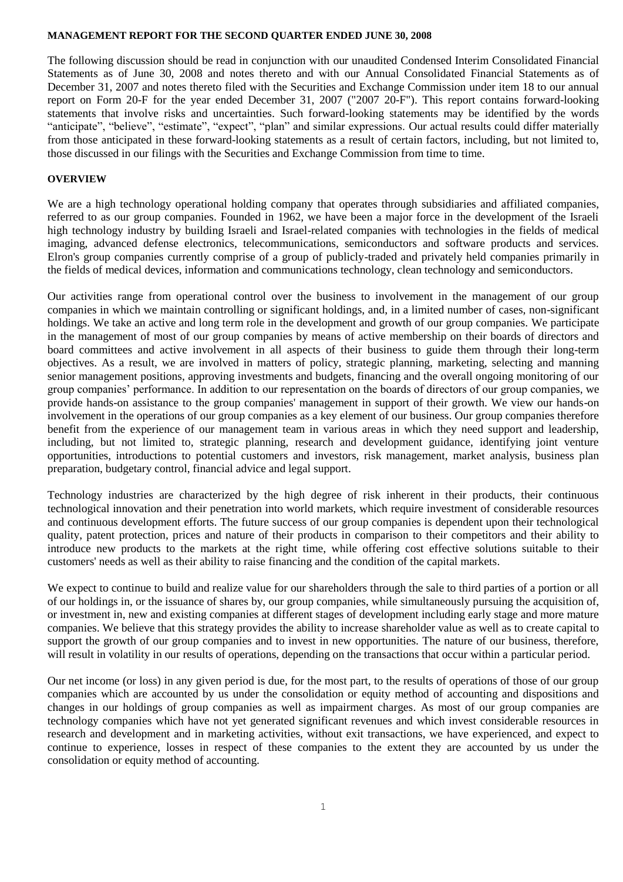**MANAGEMENT REPORT FOR THE SECOND QUARTER ENDED JUNE 30, 2008**

The following discussion should be read in conjunction with our unaudited Condensed Interim Consolidated Financial Statements as of June 30, 2008 and notes thereto and with our Annual Consolidated Financial Statements as of December 31, 2007 and notes thereto filed with the Securities and Exchange Commission under item 18 to our annual report on Form 20-F for the year ended December 31, 2007 ("2007 20-F"). This report contains forward-looking statements that involve risks and uncertainties. Such forward-looking statements may be identified by the words "anticipate", "believe", "estimate", "expect", "plan" and similar expressions. Our actual results could differ materially from those anticipated in these forward-looking statements as a result of certain factors, including, but not limited to, those discussed in our filings with the Securities and Exchange Commission from time to time.

**OVERVIEW**

We are a high technology operational holding company that operates through subsidiaries and affiliated companies, referred to as our group companies. Founded in 1962, we have been a major force in the development of the Israeli high technology industry by building Israeli and Israel-related companies with technologies in the fields of medical imaging, advanced defense electronics, telecommunications, semiconductors and software products and services. Elron's group companies currently comprise of a group of publicly-traded and privately held companies primarily in the fields of medical devices, information and communications technology, clean technology and semiconductors.

Our activities range from operational control over the business to involvement in the management of our group companies in which we maintain controlling or significant holdings, and, in a limited number of cases, non-significant holdings. We take an active and long term role in the development and growth of our group companies. We participate in the management of most of our group companies by means of active membership on their boards of directors and board committees and active involvement in all aspects of their business to guide them through their long-term objectives. As a result, we are involved in matters of policy, strategic planning, marketing, selecting and manning senior management positions, approving investments and budgets, financing and the overall ongoing monitoring of our group companies' performance. In addition to our representation on the boards of directors of our group companies, we provide hands-on assistance to the group companies' management in support of their growth. We view our hands-on involvement in the operations of our group companies as a key element of our business. Our group companies therefore benefit from the experience of our management team in various areas in which they need support and leadership, including, but not limited to, strategic planning, research and development guidance, identifying joint venture opportunities, introductions to potential customers and investors, risk management, market analysis, business plan preparation, budgetary control, financial advice and legal support.

Technology industries are characterized by the high degree of risk inherent in their products, their continuous technological innovation and their penetration into world markets, which require investment of considerable resources and continuous development efforts. The future success of our group companies is dependent upon their technological quality, patent protection, prices and nature of their products in comparison to their competitors and their ability to introduce new products to the markets at the right time, while offering cost effective solutions suitable to their customers' needs as well as their ability to raise financing and the condition of the capital markets.

We expect to continue to build and realize value for our shareholders through the sale to third parties of a portion or all of our holdings in, or the issuance of shares by, our group companies, while simultaneously pursuing the acquisition of, or investment in, new and existing companies at different stages of development including early stage and more mature companies. We believe that this strategy provides the ability to increase shareholder value as well as to create capital to support the growth of our group companies and to invest in new opportunities. The nature of our business, therefore, will result in volatility in our results of operations, depending on the transactions that occur within a particular period.

Our net income (or loss) in any given period is due, for the most part, to the results of operations of those of our group companies which are accounted by us under the consolidation or equity method of accounting and dispositions and changes in our holdings of group companies as well as impairment charges. As most of our group companies are technology companies which have not yet generated significant revenues and which invest considerable resources in research and development and in marketing activities, without exit transactions, we have experienced, and expect to continue to experience, losses in respect of these companies to the extent they are accounted by us under the consolidation or equity method of accounting.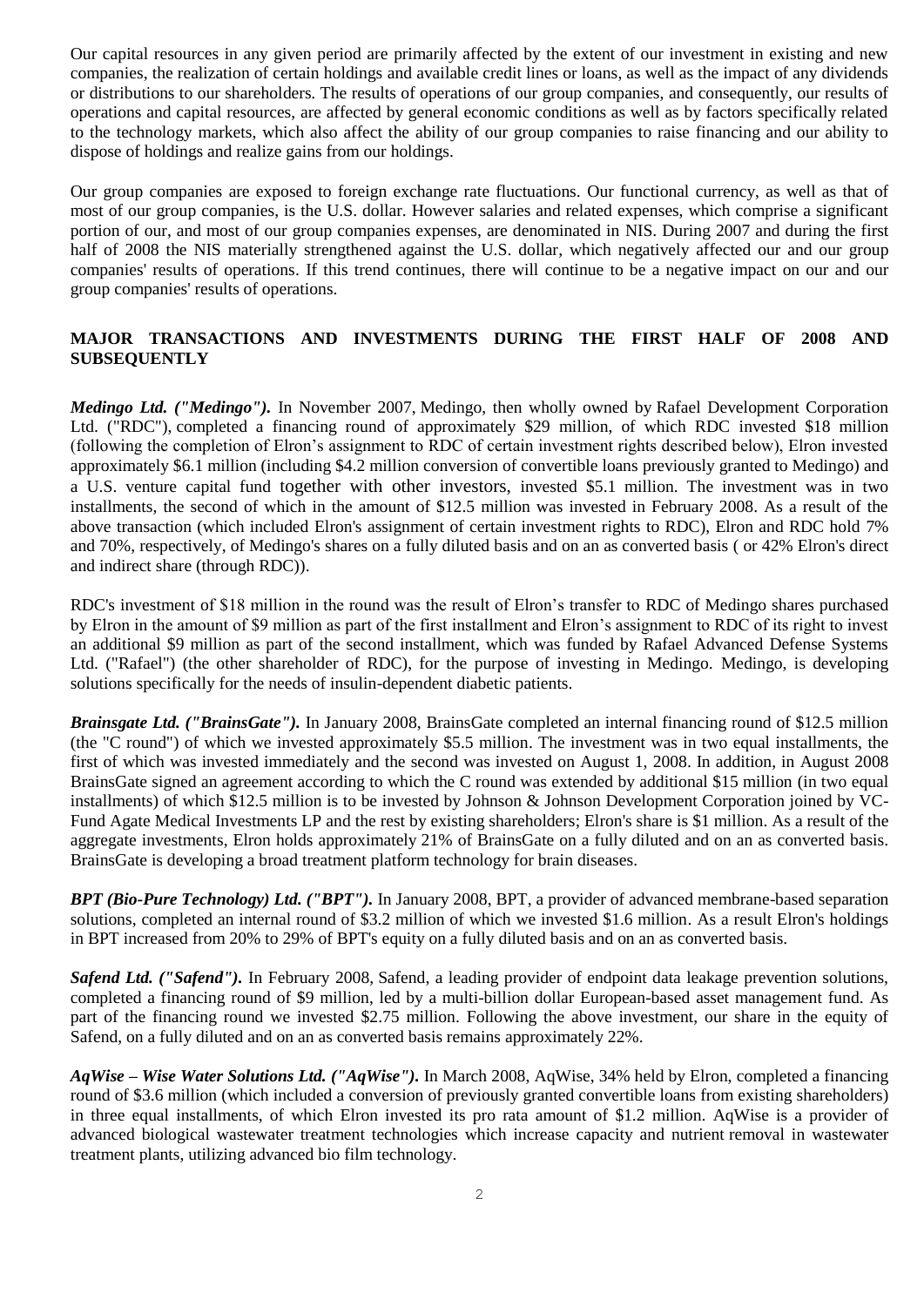Our capital resources in any given period are primarily affected by the extent of our investment in existing and new companies, the realization of certain holdings and available credit lines or loans, as well as the impact of any dividends or distributions to our shareholders. The results of operations of our group companies, and consequently, our results of operations and capital resources, are affected by general economic conditions as well as by factors specifically related to the technology markets, which also affect the ability of our group companies to raise financing and our ability to dispose of holdings and realize gains from our holdings.

Our group companies are exposed to foreign exchange rate fluctuations. Our functional currency, as well as that of most of our group companies, is the U.S. dollar. However salaries and related expenses, which comprise a significant portion of our, and most of our group companies expenses, are denominated in NIS. During 2007 and during the first half of 2008 the NIS materially strengthened against the U.S. dollar, which negatively affected our and our group companies' results of operations. If this trend continues, there will continue to be a negative impact on our and our group companies' results of operations.

## MAJOR TRANSACTIONS AND INVESTMENTS DURING THE FIRST HALF OF 2008 AND SUBSEQUENTLY

***Medingo Ltd. ("Medingo").*** In November 2007, Medingo, then wholly owned by Rafael Development Corporation Ltd. ("RDC"), completed a financing round of approximately $29 million, of which RDC invested $18 million (following the completion of Elron's assignment to RDC of certain investment rights described below), Elron invested approximately $6.1 million (including $4.2 million conversion of convertible loans previously granted to Medingo) and a U.S. venture capital fund together with other investors, invested $5.1 million. The investment was in two installments, the second of which in the amount of $12.5 million was invested in February 2008. As a result of the above transaction (which included Elron's assignment of certain investment rights to RDC), Elron and RDC hold 7% and 70%, respectively, of Medingo's shares on a fully diluted basis and on an as converted basis ( or 42% Elron's direct and indirect share (through RDC)).

RDC's investment of $18 million in the round was the result of Elron's transfer to RDC of Medingo shares purchased by Elron in the amount of $9 million as part of the first installment and Elron's assignment to RDC of its right to invest an additional $9 million as part of the second installment, which was funded by Rafael Advanced Defense Systems Ltd. ("Rafael") (the other shareholder of RDC), for the purpose of investing in Medingo. Medingo, is developing solutions specifically for the needs of insulin-dependent diabetic patients.

***Brainsgate Ltd. ("BrainsGate").*** In January 2008, BrainsGate completed an internal financing round of $12.5 million (the "C round") of which we invested approximately $5.5 million. The investment was in two equal installments, the first of which was invested immediately and the second was invested on August 1, 2008. In addition, in August 2008 BrainsGate signed an agreement according to which the C round was extended by additional $15 million (in two equal installments) of which $12.5 million is to be invested by Johnson & Johnson Development Corporation joined by VC-Fund Agate Medical Investments LP and the rest by existing shareholders; Elron's share is $1 million. As a result of the aggregate investments, Elron holds approximately 21% of BrainsGate on a fully diluted and on an as converted basis. BrainsGate is developing a broad treatment platform technology for brain diseases.

***BPT (Bio-Pure Technology) Ltd. ("BPT").*** In January 2008, BPT, a provider of advanced membrane-based separation solutions, completed an internal round of $3.2 million of which we invested $1.6 million. As a result Elron's holdings in BPT increased from 20% to 29% of BPT's equity on a fully diluted basis and on an as converted basis.

***Safend Ltd. ("Safend").*** In February 2008, Safend, a leading provider of endpoint data leakage prevention solutions, completed a financing round of $9 million, led by a multi-billion dollar European-based asset management fund. As part of the financing round we invested $2.75 million. Following the above investment, our share in the equity of Safend, on a fully diluted and on an as converted basis remains approximately 22%.

***AqWise – Wise Water Solutions Ltd. ("AqWise").*** In March 2008, AqWise, 34% held by Elron, completed a financing round of $3.6 million (which included a conversion of previously granted convertible loans from existing shareholders) in three equal installments, of which Elron invested its pro rata amount of $1.2 million. AqWise is a provider of advanced biological wastewater treatment technologies which increase capacity and nutrient removal in wastewater treatment plants, utilizing advanced bio film technology.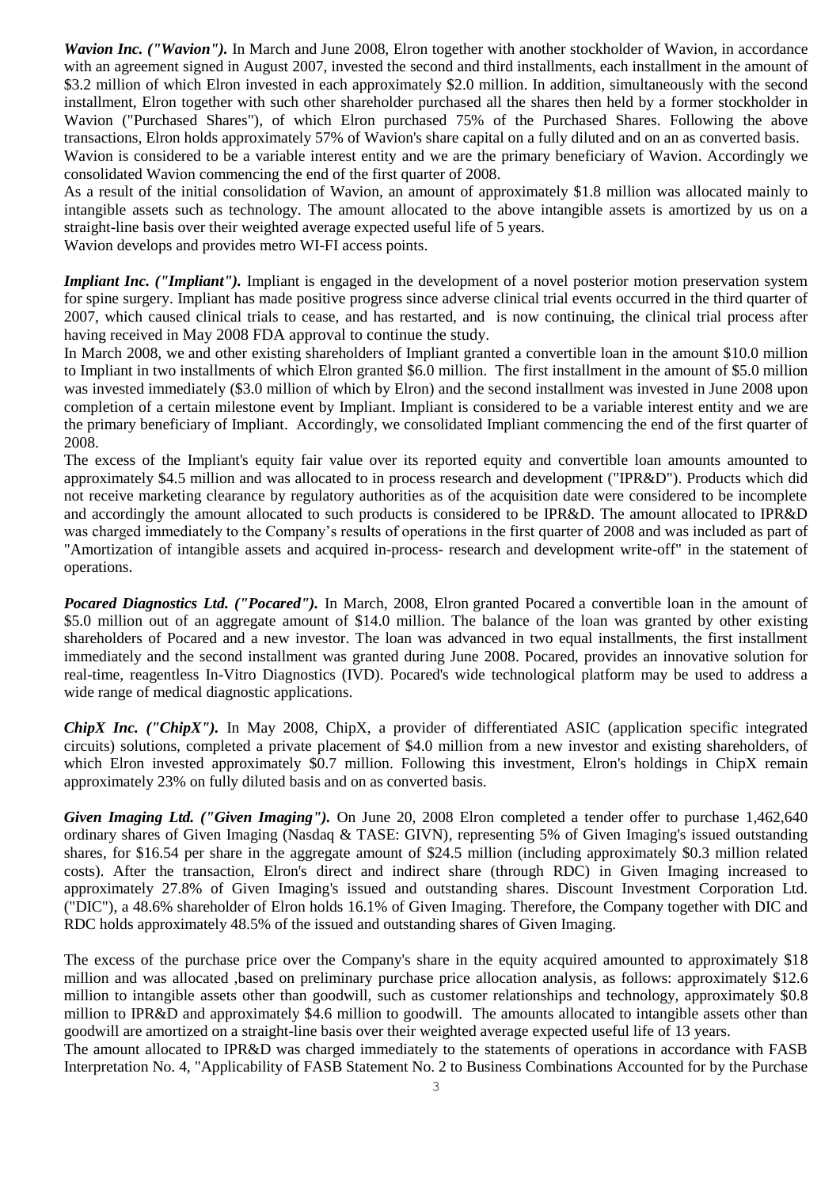***Wavion Inc. ("Wavion").*** In March and June 2008, Elron together with another stockholder of Wavion, in accordance with an agreement signed in August 2007, invested the second and third installments, each installment in the amount of \$3.2 million of which Elron invested in each approximately \$2.0 million. In addition, simultaneously with the second installment, Elron together with such other shareholder purchased all the shares then held by a former stockholder in Wavion ("Purchased Shares"), of which Elron purchased 75% of the Purchased Shares. Following the above transactions, Elron holds approximately 57% of Wavion's share capital on a fully diluted and on an as converted basis.

Wavion is considered to be a variable interest entity and we are the primary beneficiary of Wavion. Accordingly we consolidated Wavion commencing the end of the first quarter of 2008.

As a result of the initial consolidation of Wavion, an amount of approximately \$1.8 million was allocated mainly to intangible assets such as technology. The amount allocated to the above intangible assets is amortized by us on a straight-line basis over their weighted average expected useful life of 5 years.

Wavion develops and provides metro WI-FI access points.

***Impliant Inc. ("Impliant").*** Impliant is engaged in the development of a novel posterior motion preservation system for spine surgery. Impliant has made positive progress since adverse clinical trial events occurred in the third quarter of 2007, which caused clinical trials to cease, and has restarted, and is now continuing, the clinical trial process after having received in May 2008 FDA approval to continue the study.

In March 2008, we and other existing shareholders of Impliant granted a convertible loan in the amount \$10.0 million to Impliant in two installments of which Elron granted \$6.0 million. The first installment in the amount of \$5.0 million was invested immediately (\$3.0 million of which by Elron) and the second installment was invested in June 2008 upon completion of a certain milestone event by Impliant. Impliant is considered to be a variable interest entity and we are the primary beneficiary of Impliant. Accordingly, we consolidated Impliant commencing the end of the first quarter of 2008.

The excess of the Impliant's equity fair value over its reported equity and convertible loan amounts amounted to approximately \$4.5 million and was allocated to in process research and development ("IPR&D"). Products which did not receive marketing clearance by regulatory authorities as of the acquisition date were considered to be incomplete and accordingly the amount allocated to such products is considered to be IPR&D. The amount allocated to IPR&D was charged immediately to the Company's results of operations in the first quarter of 2008 and was included as part of "Amortization of intangible assets and acquired in-process- research and development write-off" in the statement of operations.

***Pocared Diagnostics Ltd. ("Pocared").*** In March, 2008, Elron granted Pocared a convertible loan in the amount of \$5.0 million out of an aggregate amount of \$14.0 million. The balance of the loan was granted by other existing shareholders of Pocared and a new investor. The loan was advanced in two equal installments, the first installment immediately and the second installment was granted during June 2008. Pocared, provides an innovative solution for real-time, reagentless In-Vitro Diagnostics (IVD). Pocared's wide technological platform may be used to address a wide range of medical diagnostic applications.

***ChipX Inc. ("ChipX").*** In May 2008, ChipX, a provider of differentiated ASIC (application specific integrated circuits) solutions, completed a private placement of \$4.0 million from a new investor and existing shareholders, of which Elron invested approximately \$0.7 million. Following this investment, Elron's holdings in ChipX remain approximately 23% on fully diluted basis and on as converted basis.

***Given Imaging Ltd. ("Given Imaging").*** On June 20, 2008 Elron completed a tender offer to purchase 1,462,640 ordinary shares of Given Imaging (Nasdaq & TASE: GIVN), representing 5% of Given Imaging's issued outstanding shares, for \$16.54 per share in the aggregate amount of \$24.5 million (including approximately \$0.3 million related costs). After the transaction, Elron's direct and indirect share (through RDC) in Given Imaging increased to approximately 27.8% of Given Imaging's issued and outstanding shares. Discount Investment Corporation Ltd. ("DIC"), a 48.6% shareholder of Elron holds 16.1% of Given Imaging. Therefore, the Company together with DIC and RDC holds approximately 48.5% of the issued and outstanding shares of Given Imaging.

The excess of the purchase price over the Company's share in the equity acquired amounted to approximately \$18 million and was allocated ,based on preliminary purchase price allocation analysis, as follows: approximately \$12.6 million to intangible assets other than goodwill, such as customer relationships and technology, approximately \$0.8 million to IPR&D and approximately \$4.6 million to goodwill. The amounts allocated to intangible assets other than goodwill are amortized on a straight-line basis over their weighted average expected useful life of 13 years.

The amount allocated to IPR&D was charged immediately to the statements of operations in accordance with FASB Interpretation No. 4, "Applicability of FASB Statement No. 2 to Business Combinations Accounted for by the Purchase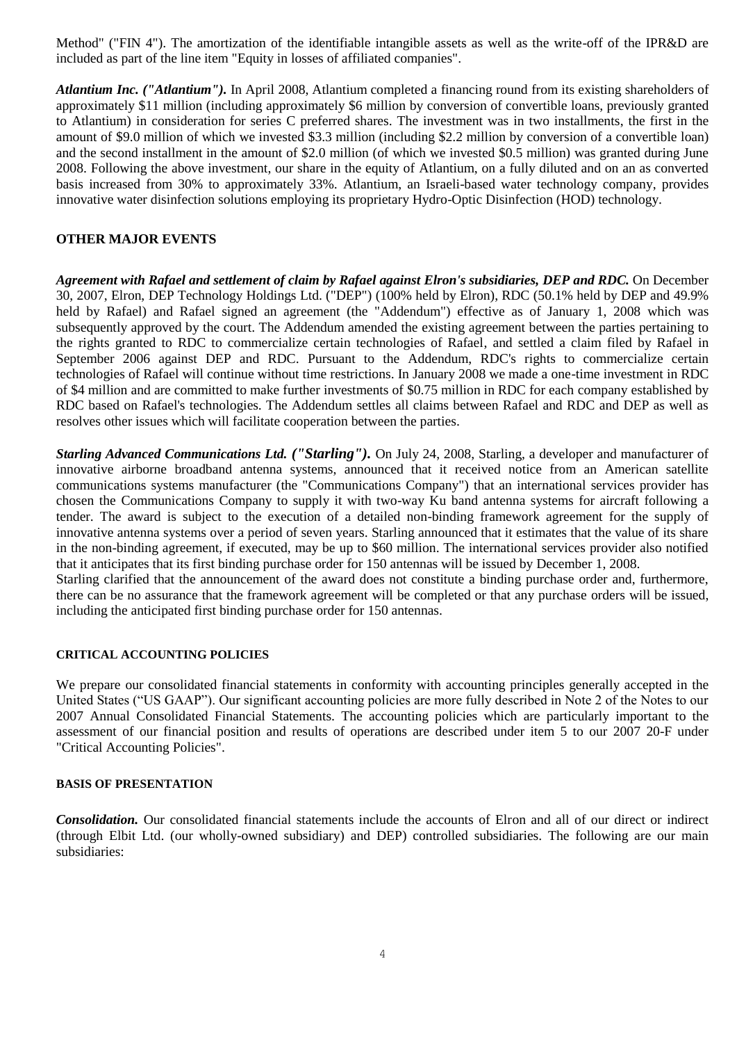Method" ("FIN 4"). The amortization of the identifiable intangible assets as well as the write-off of the IPR&D are included as part of the line item "Equity in losses of affiliated companies".

***Atlantium Inc. ("Atlantium").*** In April 2008, Atlantium completed a financing round from its existing shareholders of approximately $11 million (including approximately $6 million by conversion of convertible loans, previously granted to Atlantium) in consideration for series C preferred shares. The investment was in two installments, the first in the amount of $9.0 million of which we invested $3.3 million (including $2.2 million by conversion of a convertible loan) and the second installment in the amount of $2.0 million (of which we invested $0.5 million) was granted during June 2008. Following the above investment, our share in the equity of Atlantium, on a fully diluted and on an as converted basis increased from 30% to approximately 33%. Atlantium, an Israeli-based water technology company, provides innovative water disinfection solutions employing its proprietary Hydro-Optic Disinfection (HOD) technology.

## OTHER MAJOR EVENTS

***Agreement with Rafael and settlement of claim by Rafael against Elron's subsidiaries, DEP and RDC.*** On December 30, 2007, Elron, DEP Technology Holdings Ltd. ("DEP") (100% held by Elron), RDC (50.1% held by DEP and 49.9% held by Rafael) and Rafael signed an agreement (the "Addendum") effective as of January 1, 2008 which was subsequently approved by the court. The Addendum amended the existing agreement between the parties pertaining to the rights granted to RDC to commercialize certain technologies of Rafael, and settled a claim filed by Rafael in September 2006 against DEP and RDC. Pursuant to the Addendum, RDC's rights to commercialize certain technologies of Rafael will continue without time restrictions. In January 2008 we made a one-time investment in RDC of $4 million and are committed to make further investments of $0.75 million in RDC for each company established by RDC based on Rafael's technologies. The Addendum settles all claims between Rafael and RDC and DEP as well as resolves other issues which will facilitate cooperation between the parties.

***Starling Advanced Communications Ltd. ("Starling").*** On July 24, 2008, Starling, a developer and manufacturer of innovative airborne broadband antenna systems, announced that it received notice from an American satellite communications systems manufacturer (the "Communications Company") that an international services provider has chosen the Communications Company to supply it with two-way Ku band antenna systems for aircraft following a tender. The award is subject to the execution of a detailed non-binding framework agreement for the supply of innovative antenna systems over a period of seven years. Starling announced that it estimates that the value of its share in the non-binding agreement, if executed, may be up to $60 million. The international services provider also notified that it anticipates that its first binding purchase order for 150 antennas will be issued by December 1, 2008.
Starling clarified that the announcement of the award does not constitute a binding purchase order and, furthermore, there can be no assurance that the framework agreement will be completed or that any purchase orders will be issued, including the anticipated first binding purchase order for 150 antennas.

### CRITICAL ACCOUNTING POLICIES

We prepare our consolidated financial statements in conformity with accounting principles generally accepted in the United States ("US GAAP"). Our significant accounting policies are more fully described in Note 2 of the Notes to our 2007 Annual Consolidated Financial Statements. The accounting policies which are particularly important to the assessment of our financial position and results of operations are described under item 5 to our 2007 20-F under "Critical Accounting Policies".

### BASIS OF PRESENTATION

***Consolidation.*** Our consolidated financial statements include the accounts of Elron and all of our direct or indirect (through Elbit Ltd. (our wholly-owned subsidiary) and DEP) controlled subsidiaries. The following are our main subsidiaries: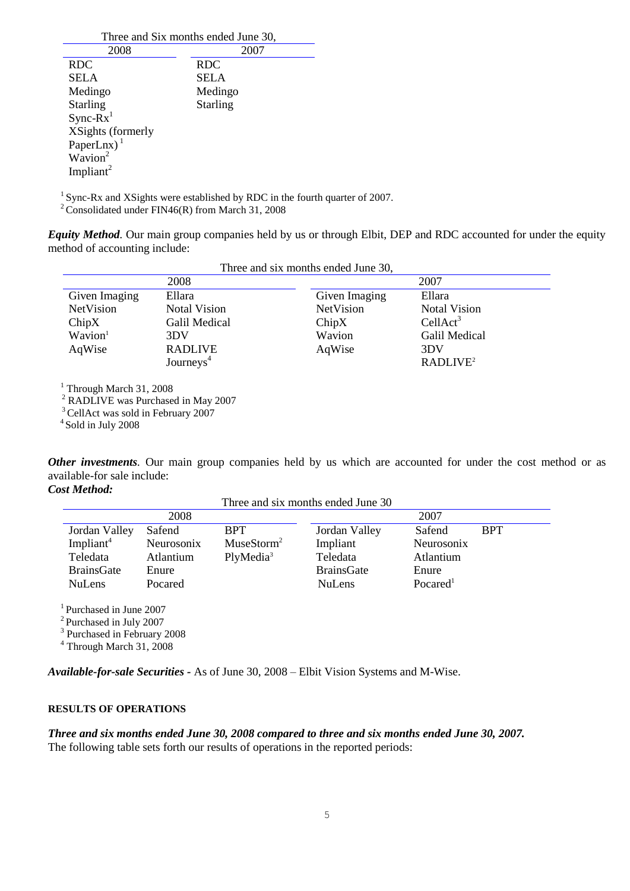| Three and Six months ended June 30, | |
|---|---|
| 2008 | 2007 |
| RDC | RDC |
| SELA | SELA |
| Medingo | Medingo |
| Starling | Starling |
| Sync-Rx[1] | |
| XSights (formerly PaperLnx)[1] | |
| Wavion[2] | |
| Impliant[2] | |

[1] Sync-Rx and XSights were established by RDC in the fourth quarter of 2007.
[2] Consolidated under FIN46(R) from March 31, 2008

***Equity Method***. Our main group companies held by us or through Elbit, DEP and RDC accounted for under the equity method of accounting include:

| Three and six months ended June 30, | | | |
|---|---|---|---|
| 2008 | | 2007 | |
| Given Imaging | Ellara | Given Imaging | Ellara |
| NetVision | Notal Vision | NetVision | Notal Vision |
| ChipX | Galil Medical | ChipX | CellAct[3] |
| Wavion[1] | 3DV | Wavion | Galil Medical |
| AqWise | RADLIVE | AqWise | 3DV |
| | Journeys[4] | | RADLIVE[2] |

[1] Through March 31, 2008
[2] RADLIVE was Purchased in May 2007
[3] CellAct was sold in February 2007
[4] Sold in July 2008

***Other investments***. Our main group companies held by us which are accounted for under the cost method or as available-for sale include:
***Cost Method:***

| Three and six months ended June 30 | | | | | |
|---|---|---|---|---|---|
| 2008 | | | 2007 | | |
| Jordan Valley | Safend | BPT | Jordan Valley | Safend | BPT |
| Impliant[4] | Neurosonix | MuseStorm[2] | Impliant | Neurosonix | |
| Teledata | Atlantium | PlyMedia[3] | Teledata | Atlantium | |
| BrainsGate | Enure | | BrainsGate | Enure | |
| NuLens | Pocared | | NuLens | Pocared[1] | |

[1] Purchased in June 2007
[2] Purchased in July 2007
[3] Purchased in February 2008
[4] Through March 31, 2008

***Available-for-sale Securities*** - As of June 30, 2008 – Elbit Vision Systems and M-Wise.

**RESULTS OF OPERATIONS**

***Three and six months ended June 30, 2008 compared to three and six months ended June 30, 2007.***
The following table sets forth our results of operations in the reported periods: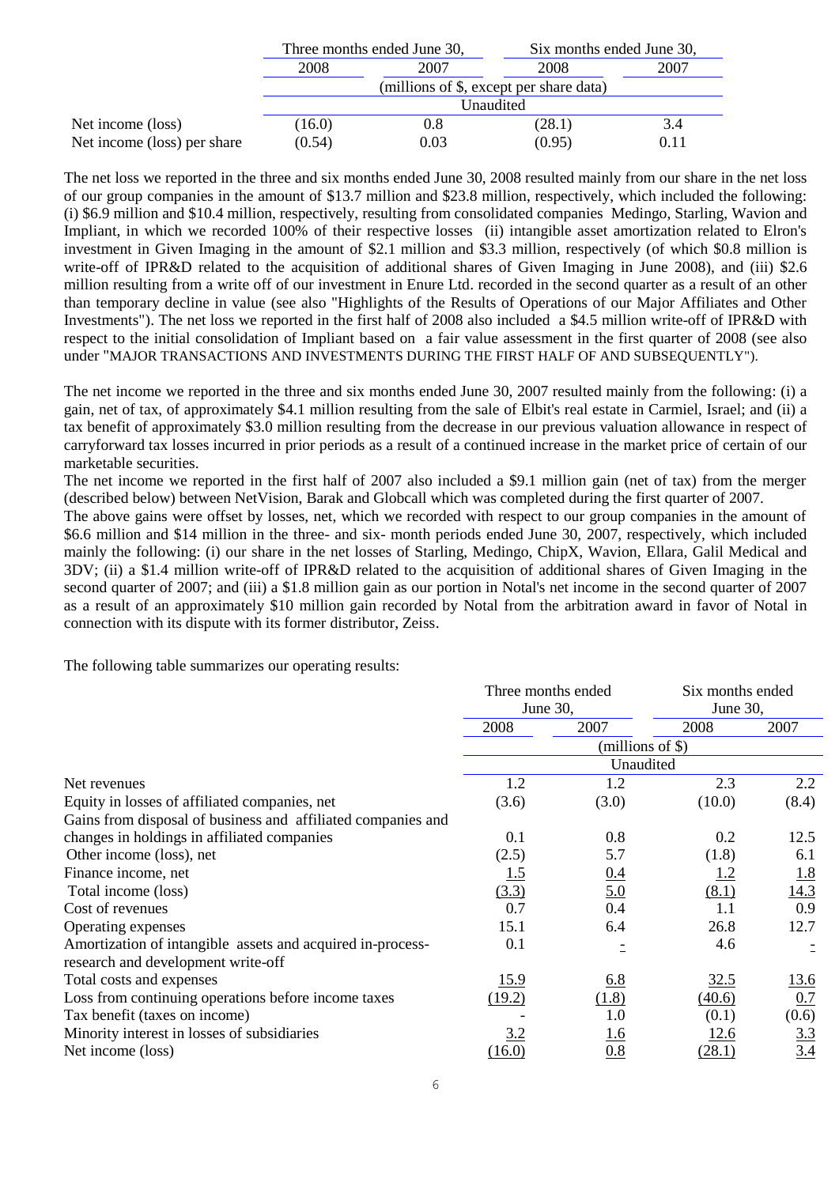| | Three months ended June 30, | | Six months ended June 30, | |
|---|---|---|---|---|
| | 2008 | 2007 | 2008 | 2007 |
| | (millions of $, except per share data) | | | |
| | Unaudited | | | |
| Net income (loss) | (16.0) | 0.8 | (28.1) | 3.4 |
| Net income (loss) per share | (0.54) | 0.03 | (0.95) | 0.11 |

The net loss we reported in the three and six months ended June 30, 2008 resulted mainly from our share in the net loss of our group companies in the amount of $13.7 million and $23.8 million, respectively, which included the following: (i) $6.9 million and $10.4 million, respectively, resulting from consolidated companies Medingo, Starling, Wavion and Impliant, in which we recorded 100% of their respective losses (ii) intangible asset amortization related to Elron's investment in Given Imaging in the amount of $2.1 million and $3.3 million, respectively (of which $0.8 million is write-off of IPR&D related to the acquisition of additional shares of Given Imaging in June 2008), and (iii) $2.6 million resulting from a write off of our investment in Enure Ltd. recorded in the second quarter as a result of an other than temporary decline in value (see also "Highlights of the Results of Operations of our Major Affiliates and Other Investments"). The net loss we reported in the first half of 2008 also included a $4.5 million write-off of IPR&D with respect to the initial consolidation of Impliant based on a fair value assessment in the first quarter of 2008 (see also under "MAJOR TRANSACTIONS AND INVESTMENTS DURING THE FIRST HALF OF AND SUBSEQUENTLY").

The net income we reported in the three and six months ended June 30, 2007 resulted mainly from the following: (i) a gain, net of tax, of approximately $4.1 million resulting from the sale of Elbit's real estate in Carmiel, Israel; and (ii) a tax benefit of approximately $3.0 million resulting from the decrease in our previous valuation allowance in respect of carryforward tax losses incurred in prior periods as a result of a continued increase in the market price of certain of our marketable securities.

The net income we reported in the first half of 2007 also included a $9.1 million gain (net of tax) from the merger (described below) between NetVision, Barak and Globcall which was completed during the first quarter of 2007.

The above gains were offset by losses, net, which we recorded with respect to our group companies in the amount of $6.6 million and $14 million in the three- and six- month periods ended June 30, 2007, respectively, which included mainly the following: (i) our share in the net losses of Starling, Medingo, ChipX, Wavion, Ellara, Galil Medical and 3DV; (ii) a $1.4 million write-off of IPR&D related to the acquisition of additional shares of Given Imaging in the second quarter of 2007; and (iii) a $1.8 million gain as our portion in Notal's net income in the second quarter of 2007 as a result of an approximately $10 million gain recorded by Notal from the arbitration award in favor of Notal in connection with its dispute with its former distributor, Zeiss.

The following table summarizes our operating results:

| | Three months ended June 30, | | Six months ended June 30, | |
|---|---|---|---|---|
| | 2008 | 2007 | 2008 | 2007 |
| | (millions of $) | | | |
| | Unaudited | | | |
| Net revenues | 1.2 | 1.2 | 2.3 | 2.2 |
| Equity in losses of affiliated companies, net | (3.6) | (3.0) | (10.0) | (8.4) |
| Gains from disposal of business and affiliated companies and changes in holdings in affiliated companies | 0.1 | 0.8 | 0.2 | 12.5 |
| Other income (loss), net | (2.5) | 5.7 | (1.8) | 6.1 |
| Finance income, net | 1.5 | 0.4 | 1.2 | 1.8 |
| Total income (loss) | (3.3) | 5.0 | (8.1) | 14.3 |
| Cost of revenues | 0.7 | 0.4 | 1.1 | 0.9 |
| Operating expenses | 15.1 | 6.4 | 26.8 | 12.7 |
| Amortization of intangible assets and acquired in-process-research and development write-off | 0.1 | - | 4.6 | - |
| Total costs and expenses | 15.9 | 6.8 | 32.5 | 13.6 |
| Loss from continuing operations before income taxes | (19.2) | (1.8) | (40.6) | 0.7 |
| Tax benefit (taxes on income) | - | 1.0 | (0.1) | (0.6) |
| Minority interest in losses of subsidiaries | 3.2 | 1.6 | 12.6 | 3.3 |
| Net income (loss) | (16.0) | 0.8 | (28.1) | 3.4 |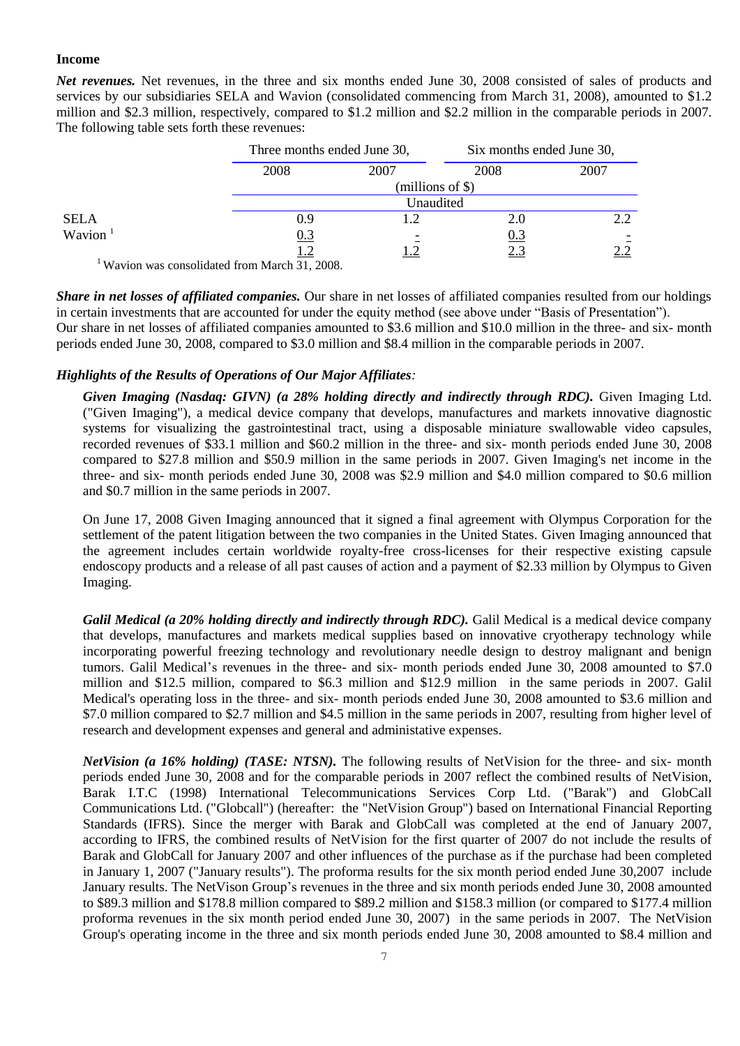**Income**

***Net revenues.*** Net revenues, in the three and six months ended June 30, 2008 consisted of sales of products and services by our subsidiaries SELA and Wavion (consolidated commencing from March 31, 2008), amounted to $1.2 million and $2.3 million, respectively, compared to $1.2 million and $2.2 million in the comparable periods in 2007. The following table sets forth these revenues:

| | Three months ended June 30, | | Six months ended June 30, | |
|---|---|---|---|---|
| | 2008 | 2007 | 2008 | 2007 |
| | (millions of $) | | | |
| | Unaudited | | | |
| SELA | 0.9 | 1.2 | 2.0 | 2.2 |
| Wavion [1] | 0.3 | - | 0.3 | - |
| | 1.2 | 1.2 | 2.3 | 2.2 |

[1] Wavion was consolidated from March 31, 2008.

***Share in net losses of affiliated companies.*** Our share in net losses of affiliated companies resulted from our holdings in certain investments that are accounted for under the equity method (see above under "Basis of Presentation"). Our share in net losses of affiliated companies amounted to $3.6 million and $10.0 million in the three- and six- month periods ended June 30, 2008, compared to $3.0 million and $8.4 million in the comparable periods in 2007.

***Highlights of the Results of Operations of Our Major Affiliates:***

***Given Imaging (Nasdaq: GIVN) (a 28% holding directly and indirectly through RDC).*** Given Imaging Ltd. ("Given Imaging"), a medical device company that develops, manufactures and markets innovative diagnostic systems for visualizing the gastrointestinal tract, using a disposable miniature swallowable video capsules, recorded revenues of $33.1 million and $60.2 million in the three- and six- month periods ended June 30, 2008 compared to $27.8 million and $50.9 million in the same periods in 2007. Given Imaging's net income in the three- and six- month periods ended June 30, 2008 was $2.9 million and $4.0 million compared to $0.6 million and $0.7 million in the same periods in 2007.

On June 17, 2008 Given Imaging announced that it signed a final agreement with Olympus Corporation for the settlement of the patent litigation between the two companies in the United States. Given Imaging announced that the agreement includes certain worldwide royalty-free cross-licenses for their respective existing capsule endoscopy products and a release of all past causes of action and a payment of $2.33 million by Olympus to Given Imaging.

***Galil Medical (a 20% holding directly and indirectly through RDC).*** Galil Medical is a medical device company that develops, manufactures and markets medical supplies based on innovative cryotherapy technology while incorporating powerful freezing technology and revolutionary needle design to destroy malignant and benign tumors. Galil Medical's revenues in the three- and six- month periods ended June 30, 2008 amounted to $7.0 million and $12.5 million, compared to $6.3 million and $12.9 million in the same periods in 2007. Galil Medical's operating loss in the three- and six- month periods ended June 30, 2008 amounted to $3.6 million and $7.0 million compared to $2.7 million and $4.5 million in the same periods in 2007, resulting from higher level of research and development expenses and general and administative expenses.

***NetVision (a 16% holding) (TASE: NTSN).*** The following results of NetVision for the three- and six- month periods ended June 30, 2008 and for the comparable periods in 2007 reflect the combined results of NetVision, Barak I.T.C (1998) International Telecommunications Services Corp Ltd. ("Barak") and GlobCall Communications Ltd. ("Globcall") (hereafter: the "NetVision Group") based on International Financial Reporting Standards (IFRS). Since the merger with Barak and GlobCall was completed at the end of January 2007, according to IFRS, the combined results of NetVision for the first quarter of 2007 do not include the results of Barak and GlobCall for January 2007 and other influences of the purchase as if the purchase had been completed in January 1, 2007 ("January results"). The proforma results for the six month period ended June 30,2007 include January results. The NetVison Group's revenues in the three and six month periods ended June 30, 2008 amounted to $89.3 million and $178.8 million compared to $89.2 million and $158.3 million (or compared to $177.4 million proforma revenues in the six month period ended June 30, 2007) in the same periods in 2007. The NetVision Group's operating income in the three and six month periods ended June 30, 2008 amounted to $8.4 million and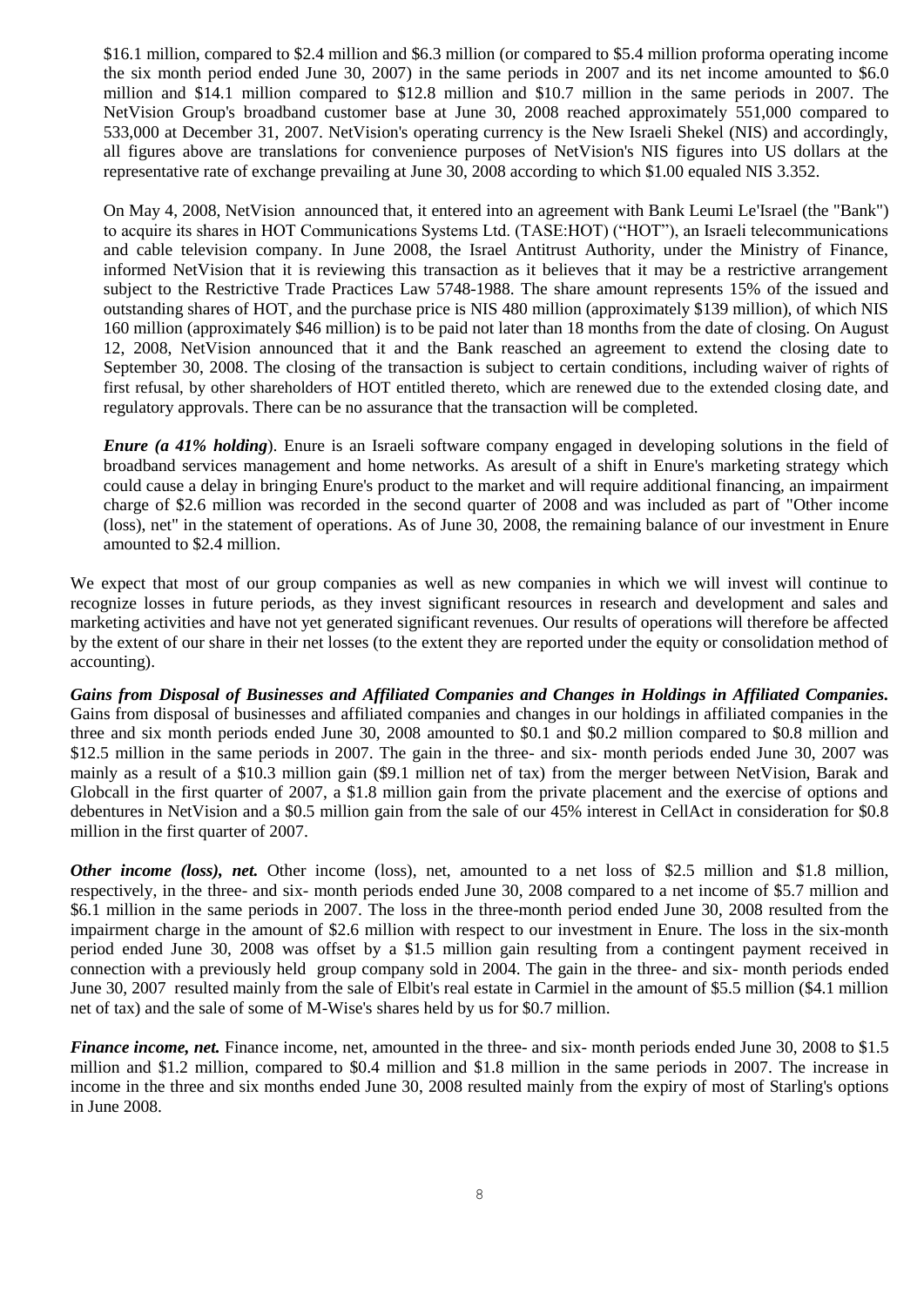$16.1 million, compared to $2.4 million and $6.3 million (or compared to $5.4 million proforma operating income the six month period ended June 30, 2007) in the same periods in 2007 and its net income amounted to $6.0 million and $14.1 million compared to $12.8 million and $10.7 million in the same periods in 2007. The NetVision Group's broadband customer base at June 30, 2008 reached approximately 551,000 compared to 533,000 at December 31, 2007. NetVision's operating currency is the New Israeli Shekel (NIS) and accordingly, all figures above are translations for convenience purposes of NetVision's NIS figures into US dollars at the representative rate of exchange prevailing at June 30, 2008 according to which $1.00 equaled NIS 3.352.

On May 4, 2008, NetVision announced that, it entered into an agreement with Bank Leumi Le'Israel (the "Bank") to acquire its shares in HOT Communications Systems Ltd. (TASE:HOT) ("HOT"), an Israeli telecommunications and cable television company. In June 2008, the Israel Antitrust Authority, under the Ministry of Finance, informed NetVision that it is reviewing this transaction as it believes that it may be a restrictive arrangement subject to the Restrictive Trade Practices Law 5748-1988. The share amount represents 15% of the issued and outstanding shares of HOT, and the purchase price is NIS 480 million (approximately $139 million), of which NIS 160 million (approximately $46 million) is to be paid not later than 18 months from the date of closing. On August 12, 2008, NetVision announced that it and the Bank reasched an agreement to extend the closing date to September 30, 2008. The closing of the transaction is subject to certain conditions, including waiver of rights of first refusal, by other shareholders of HOT entitled thereto, which are renewed due to the extended closing date, and regulatory approvals. There can be no assurance that the transaction will be completed.

***Enure (a 41% holding***). Enure is an Israeli software company engaged in developing solutions in the field of broadband services management and home networks. As aresult of a shift in Enure's marketing strategy which could cause a delay in bringing Enure's product to the market and will require additional financing, an impairment charge of $2.6 million was recorded in the second quarter of 2008 and was included as part of "Other income (loss), net" in the statement of operations. As of June 30, 2008, the remaining balance of our investment in Enure amounted to $2.4 million.

We expect that most of our group companies as well as new companies in which we will invest will continue to recognize losses in future periods, as they invest significant resources in research and development and sales and marketing activities and have not yet generated significant revenues. Our results of operations will therefore be affected by the extent of our share in their net losses (to the extent they are reported under the equity or consolidation method of accounting).

***Gains from Disposal of Businesses and Affiliated Companies and Changes in Holdings in Affiliated Companies.*** Gains from disposal of businesses and affiliated companies and changes in our holdings in affiliated companies in the three and six month periods ended June 30, 2008 amounted to $0.1 and $0.2 million compared to $0.8 million and $12.5 million in the same periods in 2007. The gain in the three- and six- month periods ended June 30, 2007 was mainly as a result of a $10.3 million gain ($9.1 million net of tax) from the merger between NetVision, Barak and Globcall in the first quarter of 2007, a $1.8 million gain from the private placement and the exercise of options and debentures in NetVision and a $0.5 million gain from the sale of our 45% interest in CellAct in consideration for $0.8 million in the first quarter of 2007.

***Other income (loss), net.*** Other income (loss), net, amounted to a net loss of $2.5 million and $1.8 million, respectively, in the three- and six- month periods ended June 30, 2008 compared to a net income of $5.7 million and $6.1 million in the same periods in 2007. The loss in the three-month period ended June 30, 2008 resulted from the impairment charge in the amount of $2.6 million with respect to our investment in Enure. The loss in the six-month period ended June 30, 2008 was offset by a $1.5 million gain resulting from a contingent payment received in connection with a previously held group company sold in 2004. The gain in the three- and six- month periods ended June 30, 2007 resulted mainly from the sale of Elbit's real estate in Carmiel in the amount of $5.5 million ($4.1 million net of tax) and the sale of some of M-Wise's shares held by us for $0.7 million.

***Finance income, net.*** Finance income, net, amounted in the three- and six- month periods ended June 30, 2008 to $1.5 million and $1.2 million, compared to $0.4 million and $1.8 million in the same periods in 2007. The increase in income in the three and six months ended June 30, 2008 resulted mainly from the expiry of most of Starling's options in June 2008.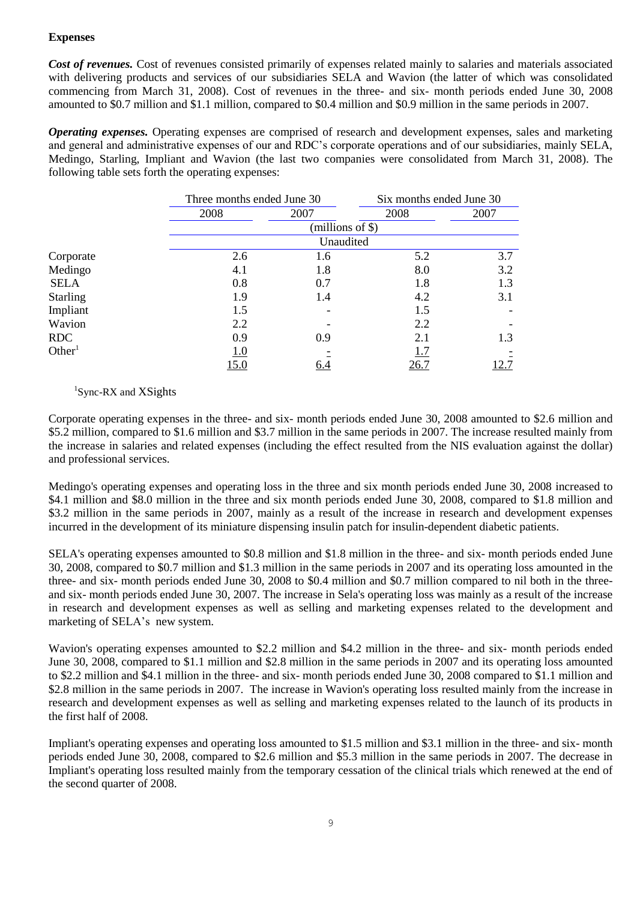**Expenses**

***Cost of revenues.*** Cost of revenues consisted primarily of expenses related mainly to salaries and materials associated with delivering products and services of our subsidiaries SELA and Wavion (the latter of which was consolidated commencing from March 31, 2008). Cost of revenues in the three- and six- month periods ended June 30, 2008 amounted to \$0.7 million and \$1.1 million, compared to \$0.4 million and \$0.9 million in the same periods in 2007.

***Operating expenses.*** Operating expenses are comprised of research and development expenses, sales and marketing and general and administrative expenses of our and RDC's corporate operations and of our subsidiaries, mainly SELA, Medingo, Starling, Impliant and Wavion (the last two companies were consolidated from March 31, 2008). The following table sets forth the operating expenses:

| | Three months ended June 30 | | Six months ended June 30 | |
|---|---|---|---|---|
| | 2008 | 2007 | 2008 | 2007 |
| | (millions of $) | | | |
| | Unaudited | | | |
| Corporate | 2.6 | 1.6 | 5.2 | 3.7 |
| Medingo | 4.1 | 1.8 | 8.0 | 3.2 |
| SELA | 0.8 | 0.7 | 1.8 | 1.3 |
| Starling | 1.9 | 1.4 | 4.2 | 3.1 |
| Impliant | 1.5 | - | 1.5 | - |
| Wavion | 2.2 | - | 2.2 | - |
| RDC | 0.9 | 0.9 | 2.1 | 1.3 |
| Other[1] | 1.0 | - | 1.7 | - |
| | 15.0 | 6.4 | 26.7 | 12.7 |

[1]Sync-RX and XSights

Corporate operating expenses in the three- and six- month periods ended June 30, 2008 amounted to \$2.6 million and \$5.2 million, compared to \$1.6 million and \$3.7 million in the same periods in 2007. The increase resulted mainly from the increase in salaries and related expenses (including the effect resulted from the NIS evaluation against the dollar) and professional services.

Medingo's operating expenses and operating loss in the three and six month periods ended June 30, 2008 increased to \$4.1 million and \$8.0 million in the three and six month periods ended June 30, 2008, compared to \$1.8 million and \$3.2 million in the same periods in 2007, mainly as a result of the increase in research and development expenses incurred in the development of its miniature dispensing insulin patch for insulin-dependent diabetic patients.

SELA's operating expenses amounted to \$0.8 million and \$1.8 million in the three- and six- month periods ended June 30, 2008, compared to \$0.7 million and \$1.3 million in the same periods in 2007 and its operating loss amounted in the three- and six- month periods ended June 30, 2008 to \$0.4 million and \$0.7 million compared to nil both in the three- and six- month periods ended June 30, 2007. The increase in Sela's operating loss was mainly as a result of the increase in research and development expenses as well as selling and marketing expenses related to the development and marketing of SELA's new system.

Wavion's operating expenses amounted to \$2.2 million and \$4.2 million in the three- and six- month periods ended June 30, 2008, compared to \$1.1 million and \$2.8 million in the same periods in 2007 and its operating loss amounted to \$2.2 million and \$4.1 million in the three- and six- month periods ended June 30, 2008 compared to \$1.1 million and \$2.8 million in the same periods in 2007. The increase in Wavion's operating loss resulted mainly from the increase in research and development expenses as well as selling and marketing expenses related to the launch of its products in the first half of 2008.

Impliant's operating expenses and operating loss amounted to \$1.5 million and \$3.1 million in the three- and six- month periods ended June 30, 2008, compared to \$2.6 million and \$5.3 million in the same periods in 2007. The decrease in Impliant's operating loss resulted mainly from the temporary cessation of the clinical trials which renewed at the end of the second quarter of 2008.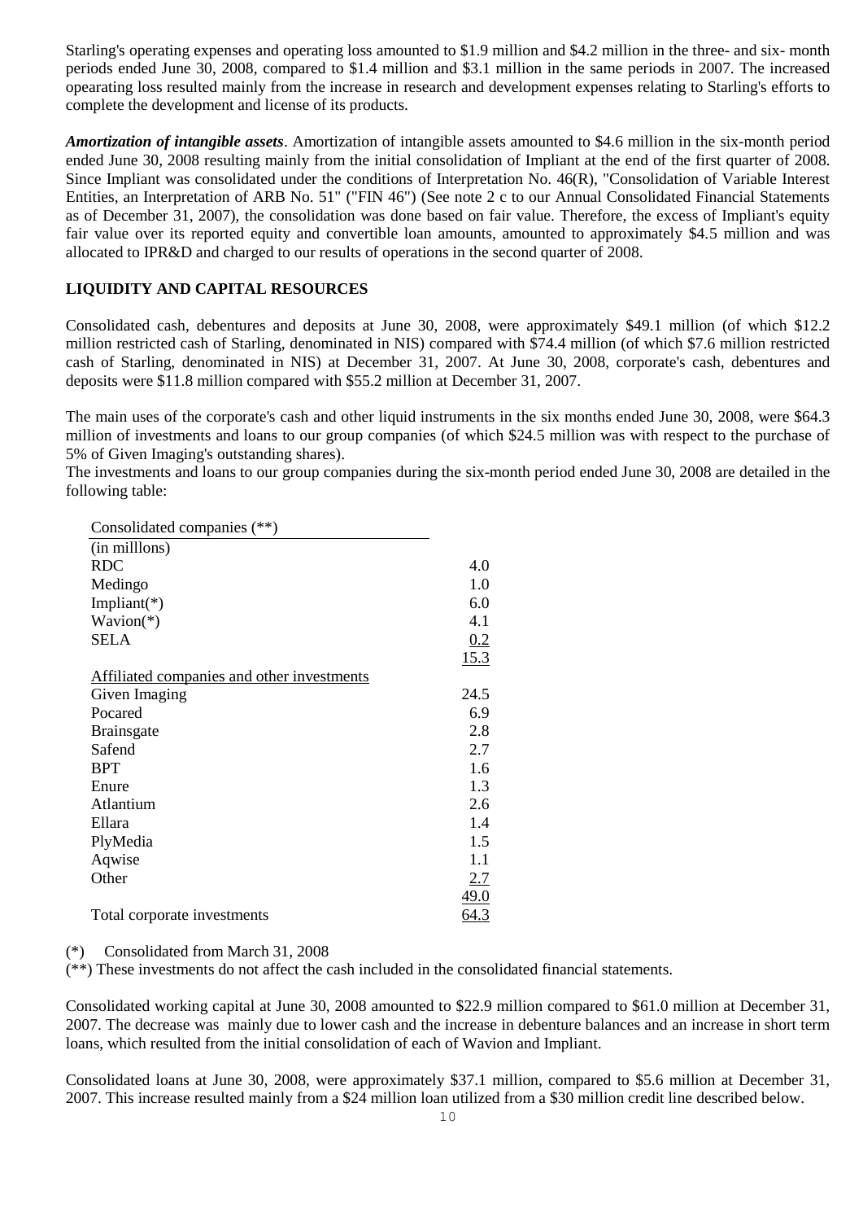Starling's operating expenses and operating loss amounted to $1.9 million and $4.2 million in the three- and six- month periods ended June 30, 2008, compared to $1.4 million and $3.1 million in the same periods in 2007. The increased opearating loss resulted mainly from the increase in research and development expenses relating to Starling's efforts to complete the development and license of its products.

***Amortization of intangible assets***. Amortization of intangible assets amounted to $4.6 million in the six-month period ended June 30, 2008 resulting mainly from the initial consolidation of Impliant at the end of the first quarter of 2008. Since Impliant was consolidated under the conditions of Interpretation No. 46(R), "Consolidation of Variable Interest Entities, an Interpretation of ARB No. 51" ("FIN 46") (See note 2 c to our Annual Consolidated Financial Statements as of December 31, 2007), the consolidation was done based on fair value. Therefore, the excess of Impliant's equity fair value over its reported equity and convertible loan amounts, amounted to approximately $4.5 million and was allocated to IPR&D and charged to our results of operations in the second quarter of 2008.

**LIQUIDITY AND CAPITAL RESOURCES**

Consolidated cash, debentures and deposits at June 30, 2008, were approximately $49.1 million (of which $12.2 million restricted cash of Starling, denominated in NIS) compared with $74.4 million (of which $7.6 million restricted cash of Starling, denominated in NIS) at December 31, 2007. At June 30, 2008, corporate's cash, debentures and deposits were $11.8 million compared with $55.2 million at December 31, 2007.

The main uses of the corporate's cash and other liquid instruments in the six months ended June 30, 2008, were $64.3 million of investments and loans to our group companies (of which $24.5 million was with respect to the purchase of 5% of Given Imaging's outstanding shares).

The investments and loans to our group companies during the six-month period ended June 30, 2008 are detailed in the following table:

| Consolidated companies (**) | |
|---|---|
| (in milllons) | |
| RDC | 4.0 |
| Medingo | 1.0 |
| Impliant(*) | 6.0 |
| Wavion(*) | 4.1 |
| SELA | 0.2 |
| | 15.3 |
| Affiliated companies and other investments | |
| Given Imaging | 24.5 |
| Pocared | 6.9 |
| Brainsgate | 2.8 |
| Safend | 2.7 |
| BPT | 1.6 |
| Enure | 1.3 |
| Atlantium | 2.6 |
| Ellara | 1.4 |
| PlyMedia | 1.5 |
| Aqwise | 1.1 |
| Other | 2.7 |
| | 49.0 |
| Total corporate investments | 64.3 |

(*) Consolidated from March 31, 2008

(**) These investments do not affect the cash included in the consolidated financial statements.

Consolidated working capital at June 30, 2008 amounted to $22.9 million compared to $61.0 million at December 31, 2007. The decrease was mainly due to lower cash and the increase in debenture balances and an increase in short term loans, which resulted from the initial consolidation of each of Wavion and Impliant.

Consolidated loans at June 30, 2008, were approximately $37.1 million, compared to $5.6 million at December 31, 2007. This increase resulted mainly from a $24 million loan utilized from a $30 million credit line described below.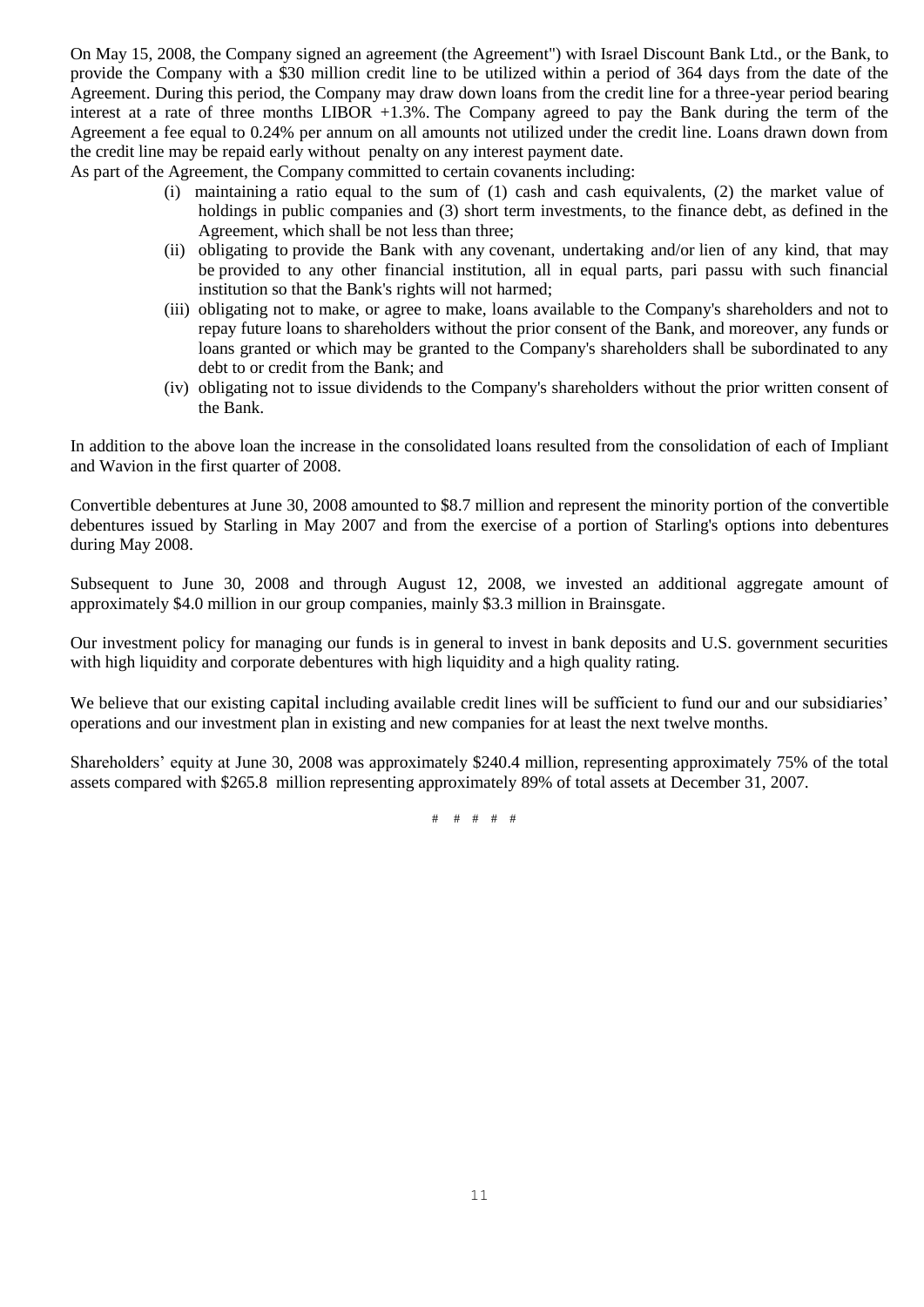On May 15, 2008, the Company signed an agreement (the Agreement") with Israel Discount Bank Ltd., or the Bank, to provide the Company with a $30 million credit line to be utilized within a period of 364 days from the date of the Agreement. During this period, the Company may draw down loans from the credit line for a three-year period bearing interest at a rate of three months LIBOR +1.3%. The Company agreed to pay the Bank during the term of the Agreement a fee equal to 0.24% per annum on all amounts not utilized under the credit line. Loans drawn down from the credit line may be repaid early without penalty on any interest payment date.

As part of the Agreement, the Company committed to certain covanents including:

(i) maintaining a ratio equal to the sum of (1) cash and cash equivalents, (2) the market value of holdings in public companies and (3) short term investments, to the finance debt, as defined in the Agreement, which shall be not less than three;

(ii) obligating to provide the Bank with any covenant, undertaking and/or lien of any kind, that may be provided to any other financial institution, all in equal parts, pari passu with such financial institution so that the Bank's rights will not harmed;

(iii) obligating not to make, or agree to make, loans available to the Company's shareholders and not to repay future loans to shareholders without the prior consent of the Bank, and moreover, any funds or loans granted or which may be granted to the Company's shareholders shall be subordinated to any debt to or credit from the Bank; and

(iv) obligating not to issue dividends to the Company's shareholders without the prior written consent of the Bank.

In addition to the above loan the increase in the consolidated loans resulted from the consolidation of each of Impliant and Wavion in the first quarter of 2008.

Convertible debentures at June 30, 2008 amounted to $8.7 million and represent the minority portion of the convertible debentures issued by Starling in May 2007 and from the exercise of a portion of Starling's options into debentures during May 2008.

Subsequent to June 30, 2008 and through August 12, 2008, we invested an additional aggregate amount of approximately $4.0 million in our group companies, mainly $3.3 million in Brainsgate.

Our investment policy for managing our funds is in general to invest in bank deposits and U.S. government securities with high liquidity and corporate debentures with high liquidity and a high quality rating.

We believe that our existing capital including available credit lines will be sufficient to fund our and our subsidiaries' operations and our investment plan in existing and new companies for at least the next twelve months.

Shareholders' equity at June 30, 2008 was approximately $240.4 million, representing approximately 75% of the total assets compared with $265.8 million representing approximately 89% of total assets at December 31, 2007.

# # # # #